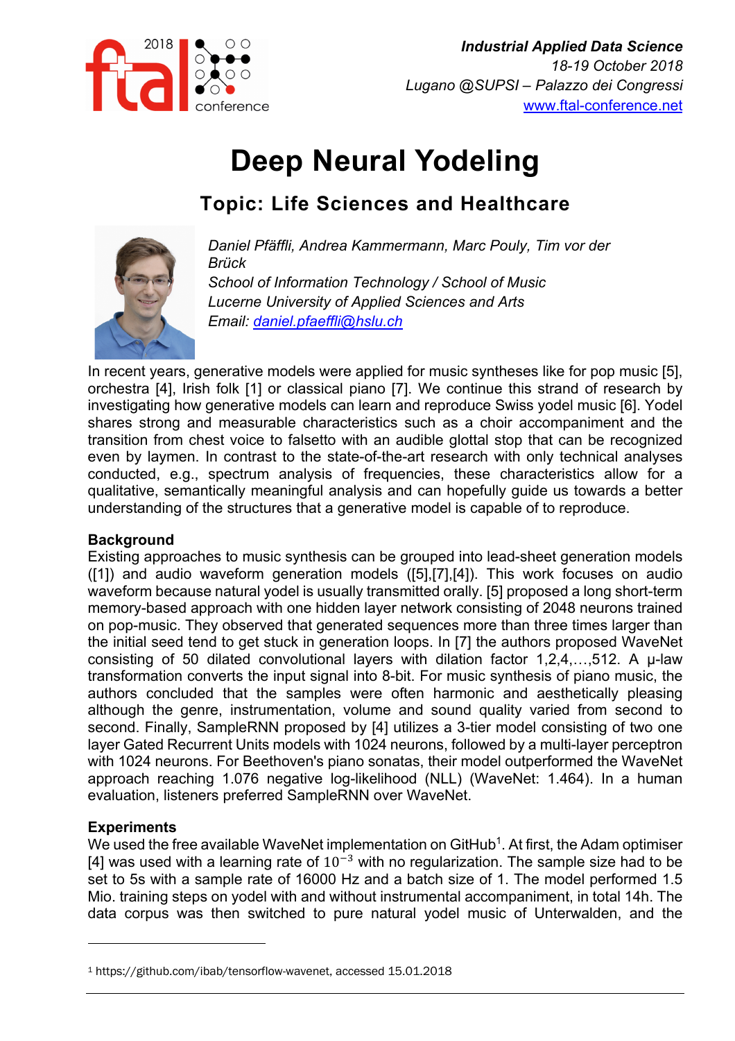Industrial Applied Data Science
18-19 October 2018
Lugano @SUPSI – Palazzo dei Congressi
www.ftal-conference.net

# Deep Neural Yodeling

## Topic: Life Sciences and Healthcare

*Daniel Pfäffli, Andrea Kammermann, Marc Pouly, Tim vor der Brück*
*School of Information Technology / School of Music*
*Lucerne University of Applied Sciences and Arts*
*Email: daniel.pfaeffli@hslu.ch*

In recent years, generative models were applied for music syntheses like for pop music [5], orchestra [4], Irish folk [1] or classical piano [7]. We continue this strand of research by investigating how generative models can learn and reproduce Swiss yodel music [6]. Yodel shares strong and measurable characteristics such as a choir accompaniment and the transition from chest voice to falsetto with an audible glottal stop that can be recognized even by laymen. In contrast to the state-of-the-art research with only technical analyses conducted, e.g., spectrum analysis of frequencies, these characteristics allow for a qualitative, semantically meaningful analysis and can hopefully guide us towards a better understanding of the structures that a generative model is capable of to reproduce.

**Background**

Existing approaches to music synthesis can be grouped into lead-sheet generation models ([1]) and audio waveform generation models ([5],[7],[4]). This work focuses on audio waveform because natural yodel is usually transmitted orally. [5] proposed a long short-term memory-based approach with one hidden layer network consisting of 2048 neurons trained on pop-music. They observed that generated sequences more than three times larger than the initial seed tend to get stuck in generation loops. In [7] the authors proposed WaveNet consisting of 50 dilated convolutional layers with dilation factor 1,2,4,…,512. A µ-law transformation converts the input signal into 8-bit. For music synthesis of piano music, the authors concluded that the samples were often harmonic and aesthetically pleasing although the genre, instrumentation, volume and sound quality varied from second to second. Finally, SampleRNN proposed by [4] utilizes a 3-tier model consisting of two one layer Gated Recurrent Units models with 1024 neurons, followed by a multi-layer perceptron with 1024 neurons. For Beethoven's piano sonatas, their model outperformed the WaveNet approach reaching 1.076 negative log-likelihood (NLL) (WaveNet: 1.464). In a human evaluation, listeners preferred SampleRNN over WaveNet.

**Experiments**

We used the free available WaveNet implementation on GitHub[1]. At first, the Adam optimiser [4] was used with a learning rate of $10^{-3}$ with no regularization. The sample size had to be set to 5s with a sample rate of 16000 Hz and a batch size of 1. The model performed 1.5 Mio. training steps on yodel with and without instrumental accompaniment, in total 14h. The data corpus was then switched to pure natural yodel music of Unterwalden, and the

[1] https://github.com/ibab/tensorflow-wavenet, accessed 15.01.2018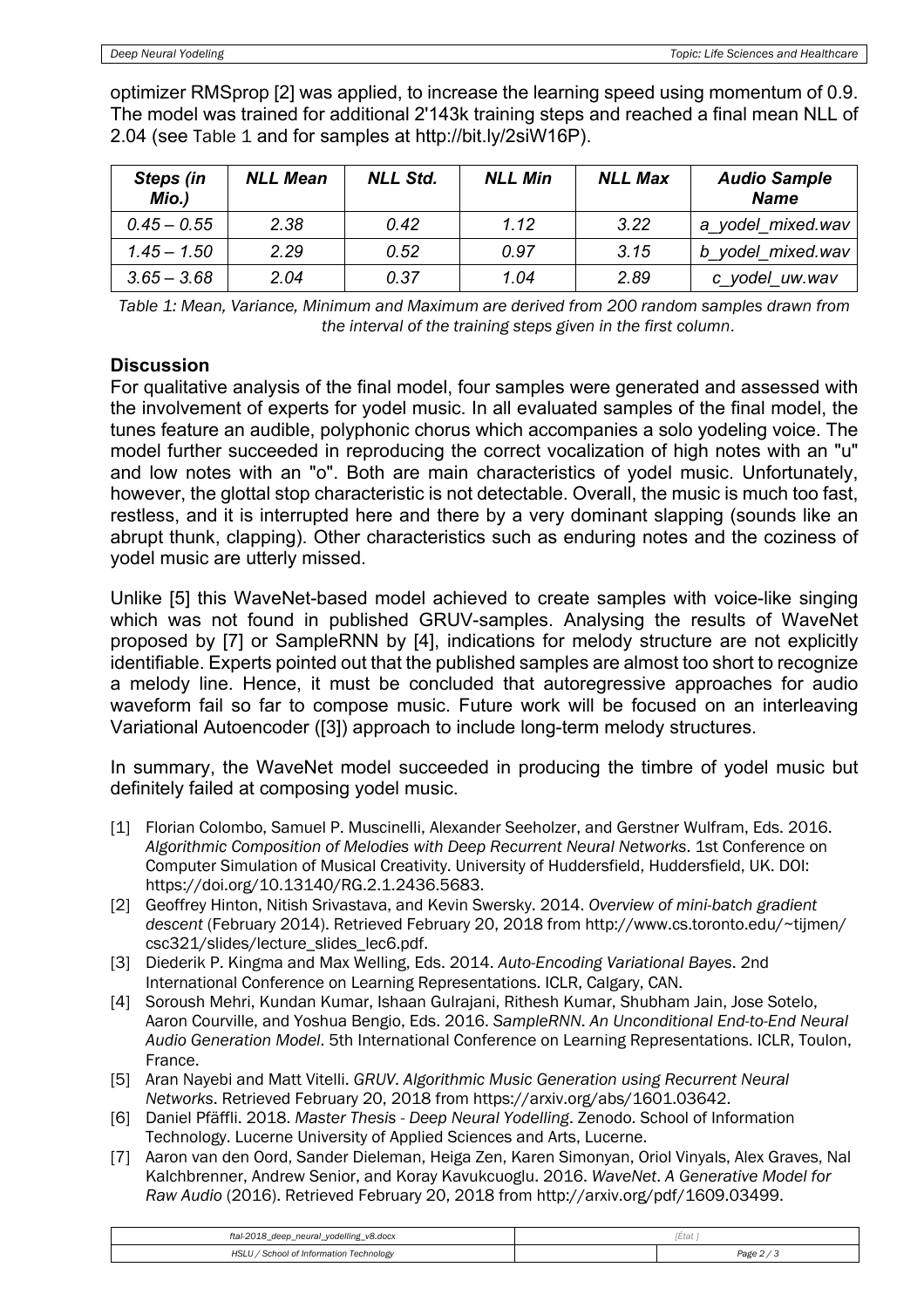optimizer RMSprop [2] was applied, to increase the learning speed using momentum of 0.9. The model was trained for additional 2'143k training steps and reached a final mean NLL of 2.04 (see Table 1 and for samples at http://bit.ly/2siW16P).

| *Steps (in Mio.)* | *NLL Mean* | *NLL Std.* | *NLL Min* | *NLL Max* | *Audio Sample Name* |
|---|---|---|---|---|---|
| *0.45 – 0.55* | *2.38* | *0.42* | *1.12* | *3.22* | *a_yodel_mixed.wav* |
| *1.45 – 1.50* | *2.29* | *0.52* | *0.97* | *3.15* | *b_yodel_mixed.wav* |
| *3.65 – 3.68* | *2.04* | *0.37* | *1.04* | *2.89* | *c_yodel_uw.wav* |

*Table 1: Mean, Variance, Minimum and Maximum are derived from 200 random samples drawn from the interval of the training steps given in the first column.*

## Discussion

For qualitative analysis of the final model, four samples were generated and assessed with the involvement of experts for yodel music. In all evaluated samples of the final model, the tunes feature an audible, polyphonic chorus which accompanies a solo yodeling voice. The model further succeeded in reproducing the correct vocalization of high notes with an "u" and low notes with an "o". Both are main characteristics of yodel music. Unfortunately, however, the glottal stop characteristic is not detectable. Overall, the music is much too fast, restless, and it is interrupted here and there by a very dominant slapping (sounds like an abrupt thunk, clapping). Other characteristics such as enduring notes and the coziness of yodel music are utterly missed.

Unlike [5] this WaveNet-based model achieved to create samples with voice-like singing which was not found in published GRUV-samples. Analysing the results of WaveNet proposed by [7] or SampleRNN by [4], indications for melody structure are not explicitly identifiable. Experts pointed out that the published samples are almost too short to recognize a melody line. Hence, it must be concluded that autoregressive approaches for audio waveform fail so far to compose music. Future work will be focused on an interleaving Variational Autoencoder ([3]) approach to include long-term melody structures.

In summary, the WaveNet model succeeded in producing the timbre of yodel music but definitely failed at composing yodel music.

[1] Florian Colombo, Samuel P. Muscinelli, Alexander Seeholzer, and Gerstner Wulfram, Eds. 2016. *Algorithmic Composition of Melodies with Deep Recurrent Neural Networks*. 1st Conference on Computer Simulation of Musical Creativity. University of Huddersfield, Huddersfield, UK. DOI: https://doi.org/10.13140/RG.2.1.2436.5683.

[2] Geoffrey Hinton, Nitish Srivastava, and Kevin Swersky. 2014. *Overview of mini-batch gradient descent* (February 2014). Retrieved February 20, 2018 from http://www.cs.toronto.edu/~tijmen/csc321/slides/lecture_slides_lec6.pdf.

[3] Diederik P. Kingma and Max Welling, Eds. 2014. *Auto-Encoding Variational Bayes*. 2nd International Conference on Learning Representations. ICLR, Calgary, CAN.

[4] Soroush Mehri, Kundan Kumar, Ishaan Gulrajani, Rithesh Kumar, Shubham Jain, Jose Sotelo, Aaron Courville, and Yoshua Bengio, Eds. 2016. *SampleRNN. An Unconditional End-to-End Neural Audio Generation Model*. 5th International Conference on Learning Representations. ICLR, Toulon, France.

[5] Aran Nayebi and Matt Vitelli. *GRUV. Algorithmic Music Generation using Recurrent Neural Networks*. Retrieved February 20, 2018 from https://arxiv.org/abs/1601.03642.

[6] Daniel Pfäffli. 2018. *Master Thesis - Deep Neural Yodelling*. Zenodo. School of Information Technology. Lucerne University of Applied Sciences and Arts, Lucerne.

[7] Aaron van den Oord, Sander Dieleman, Heiga Zen, Karen Simonyan, Oriol Vinyals, Alex Graves, Nal Kalchbrenner, Andrew Senior, and Koray Kavukcuoglu. 2016. *WaveNet. A Generative Model for Raw Audio* (2016). Retrieved February 20, 2018 from http://arxiv.org/pdf/1609.03499.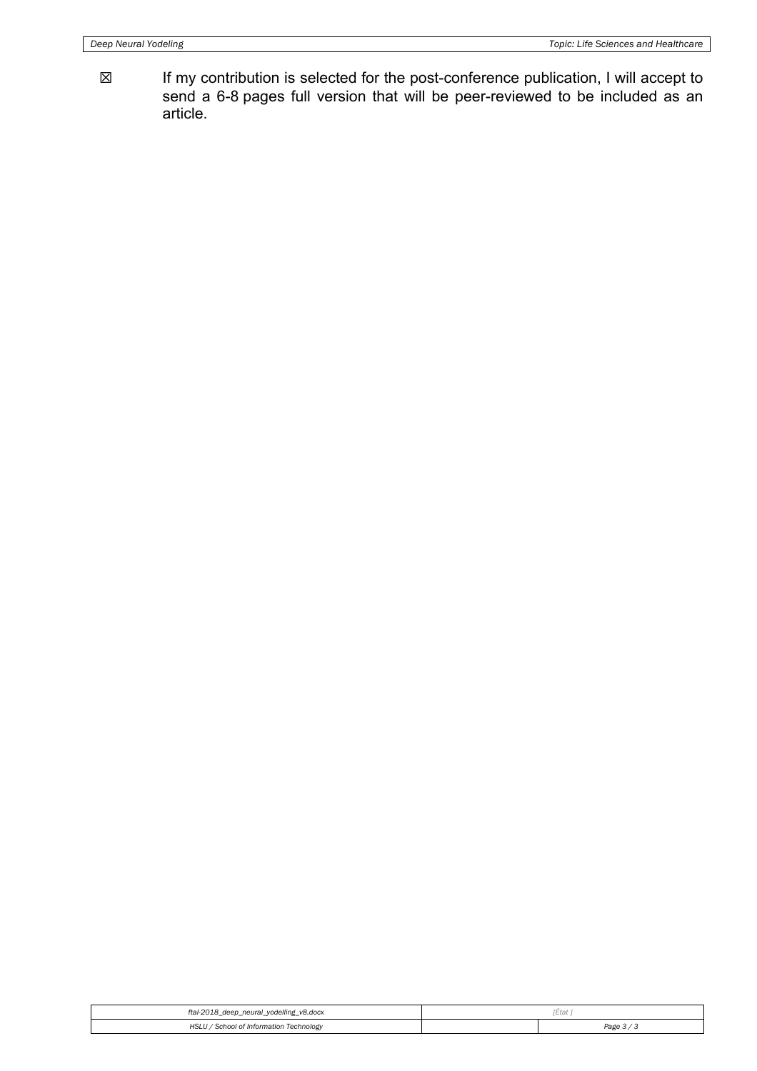☒ If my contribution is selected for the post-conference publication, I will accept to send a 6-8 pages full version that will be peer-reviewed to be included as an article.